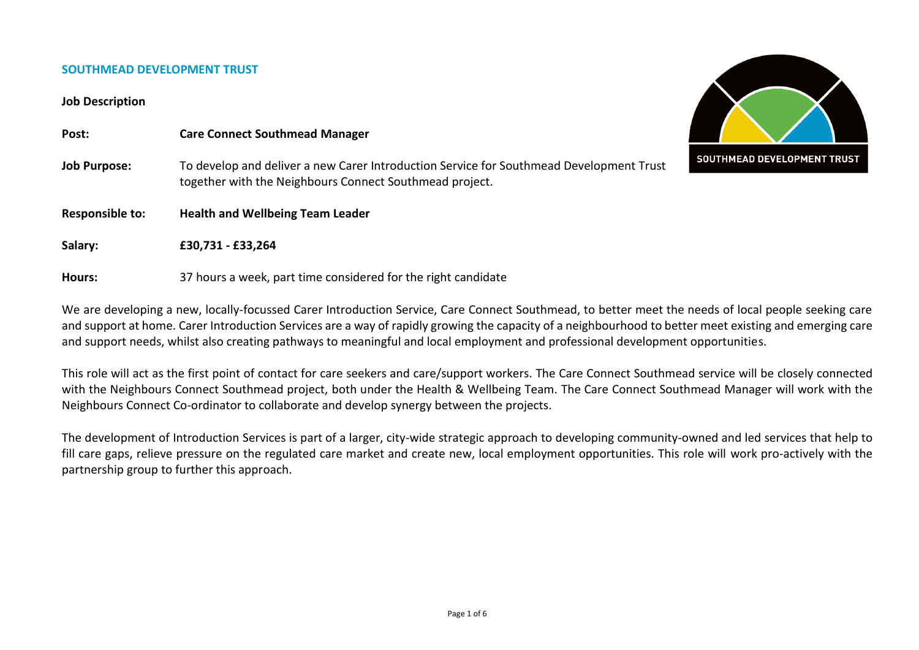## SOUTHMEAD DEVELOPMENT TRUST

**Job Description**

**Post:** **Care Connect Southmead Manager**

**Job Purpose:** To develop and deliver a new Carer Introduction Service for Southmead Development Trust together with the Neighbours Connect Southmead project.

**Responsible to:** **Health and Wellbeing Team Leader**

**Salary:** **£30,731 - £33,264**

**Hours:** 37 hours a week, part time considered for the right candidate

We are developing a new, locally-focussed Carer Introduction Service, Care Connect Southmead, to better meet the needs of local people seeking care and support at home. Carer Introduction Services are a way of rapidly growing the capacity of a neighbourhood to better meet existing and emerging care and support needs, whilst also creating pathways to meaningful and local employment and professional development opportunities.

This role will act as the first point of contact for care seekers and care/support workers. The Care Connect Southmead service will be closely connected with the Neighbours Connect Southmead project, both under the Health & Wellbeing Team. The Care Connect Southmead Manager will work with the Neighbours Connect Co-ordinator to collaborate and develop synergy between the projects.

The development of Introduction Services is part of a larger, city-wide strategic approach to developing community-owned and led services that help to fill care gaps, relieve pressure on the regulated care market and create new, local employment opportunities. This role will work pro-actively with the partnership group to further this approach.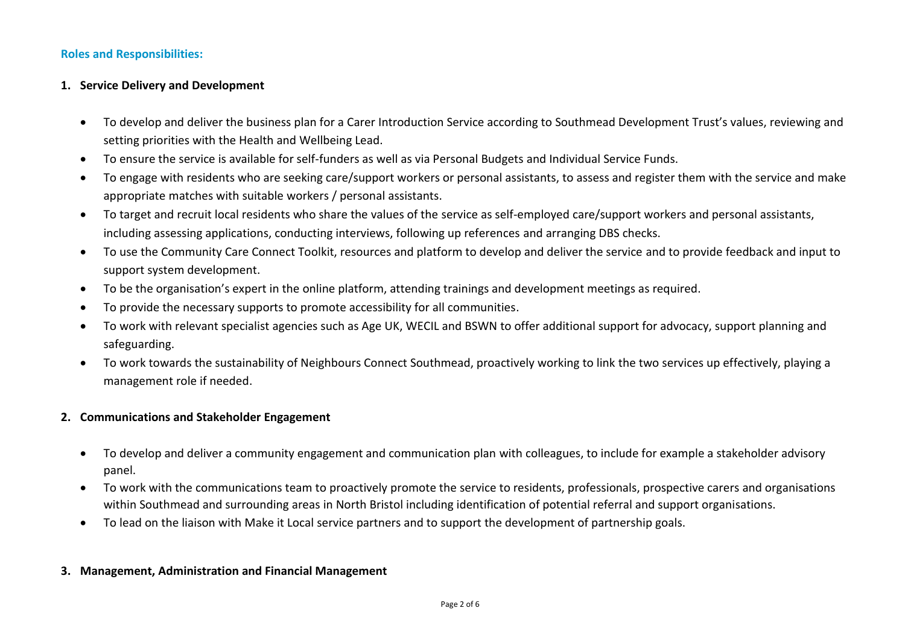**Roles and Responsibilities:**

1. **Service Delivery and Development**

    - To develop and deliver the business plan for a Carer Introduction Service according to Southmead Development Trust's values, reviewing and setting priorities with the Health and Wellbeing Lead.
    - To ensure the service is available for self-funders as well as via Personal Budgets and Individual Service Funds.
    - To engage with residents who are seeking care/support workers or personal assistants, to assess and register them with the service and make appropriate matches with suitable workers / personal assistants.
    - To target and recruit local residents who share the values of the service as self-employed care/support workers and personal assistants, including assessing applications, conducting interviews, following up references and arranging DBS checks.
    - To use the Community Care Connect Toolkit, resources and platform to develop and deliver the service and to provide feedback and input to support system development.
    - To be the organisation's expert in the online platform, attending trainings and development meetings as required.
    - To provide the necessary supports to promote accessibility for all communities.
    - To work with relevant specialist agencies such as Age UK, WECIL and BSWN to offer additional support for advocacy, support planning and safeguarding.
    - To work towards the sustainability of Neighbours Connect Southmead, proactively working to link the two services up effectively, playing a management role if needed.

2. **Communications and Stakeholder Engagement**

    - To develop and deliver a community engagement and communication plan with colleagues, to include for example a stakeholder advisory panel.
    - To work with the communications team to proactively promote the service to residents, professionals, prospective carers and organisations within Southmead and surrounding areas in North Bristol including identification of potential referral and support organisations.
    - To lead on the liaison with Make it Local service partners and to support the development of partnership goals.

3. **Management, Administration and Financial Management**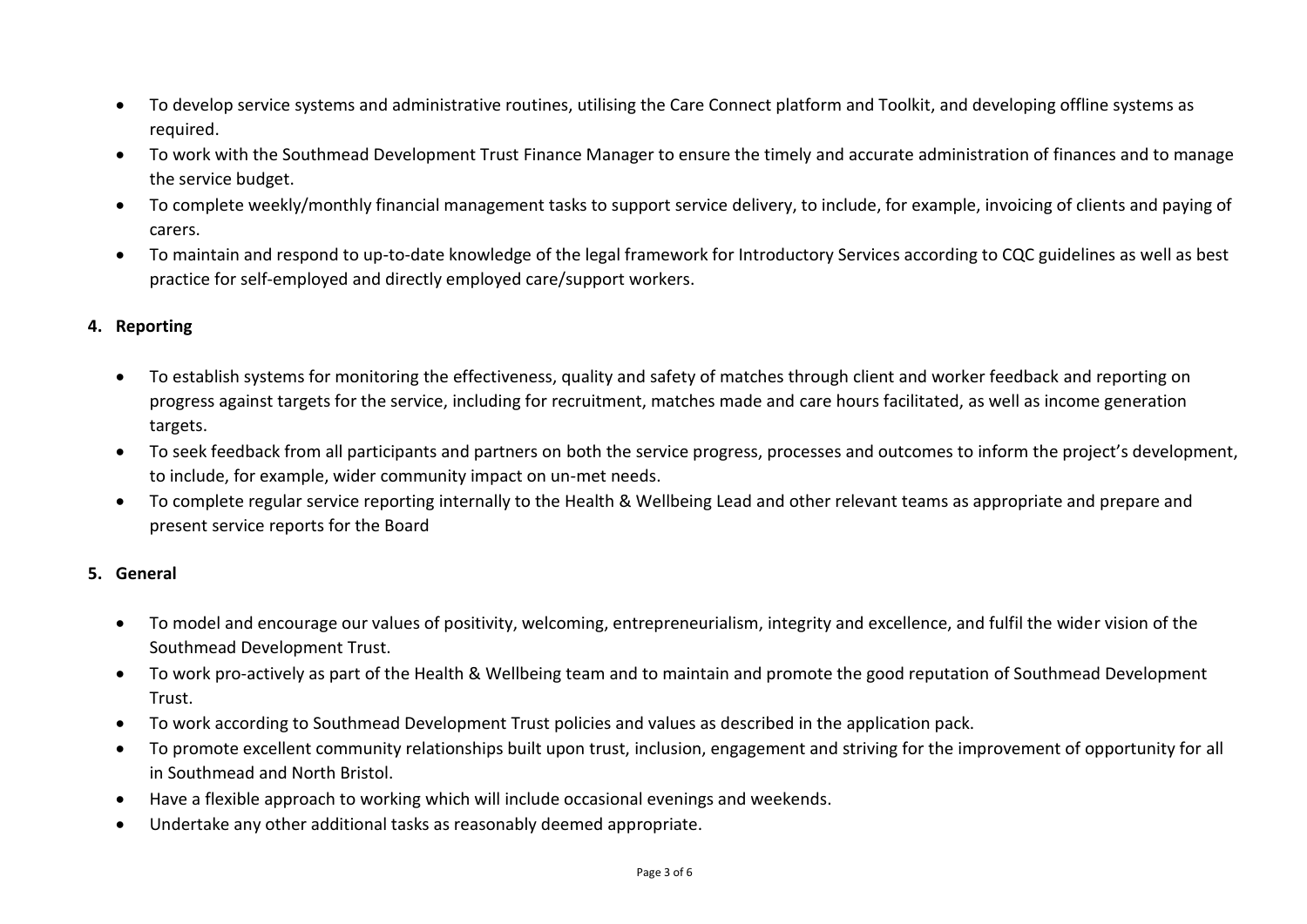- To develop service systems and administrative routines, utilising the Care Connect platform and Toolkit, and developing offline systems as required.
- To work with the Southmead Development Trust Finance Manager to ensure the timely and accurate administration of finances and to manage the service budget.
- To complete weekly/monthly financial management tasks to support service delivery, to include, for example, invoicing of clients and paying of carers.
- To maintain and respond to up-to-date knowledge of the legal framework for Introductory Services according to CQC guidelines as well as best practice for self-employed and directly employed care/support workers.

**4. Reporting**

- To establish systems for monitoring the effectiveness, quality and safety of matches through client and worker feedback and reporting on progress against targets for the service, including for recruitment, matches made and care hours facilitated, as well as income generation targets.
- To seek feedback from all participants and partners on both the service progress, processes and outcomes to inform the project's development, to include, for example, wider community impact on un-met needs.
- To complete regular service reporting internally to the Health & Wellbeing Lead and other relevant teams as appropriate and prepare and present service reports for the Board

**5. General**

- To model and encourage our values of positivity, welcoming, entrepreneurialism, integrity and excellence, and fulfil the wider vision of the Southmead Development Trust.
- To work pro-actively as part of the Health & Wellbeing team and to maintain and promote the good reputation of Southmead Development Trust.
- To work according to Southmead Development Trust policies and values as described in the application pack.
- To promote excellent community relationships built upon trust, inclusion, engagement and striving for the improvement of opportunity for all in Southmead and North Bristol.
- Have a flexible approach to working which will include occasional evenings and weekends.
- Undertake any other additional tasks as reasonably deemed appropriate.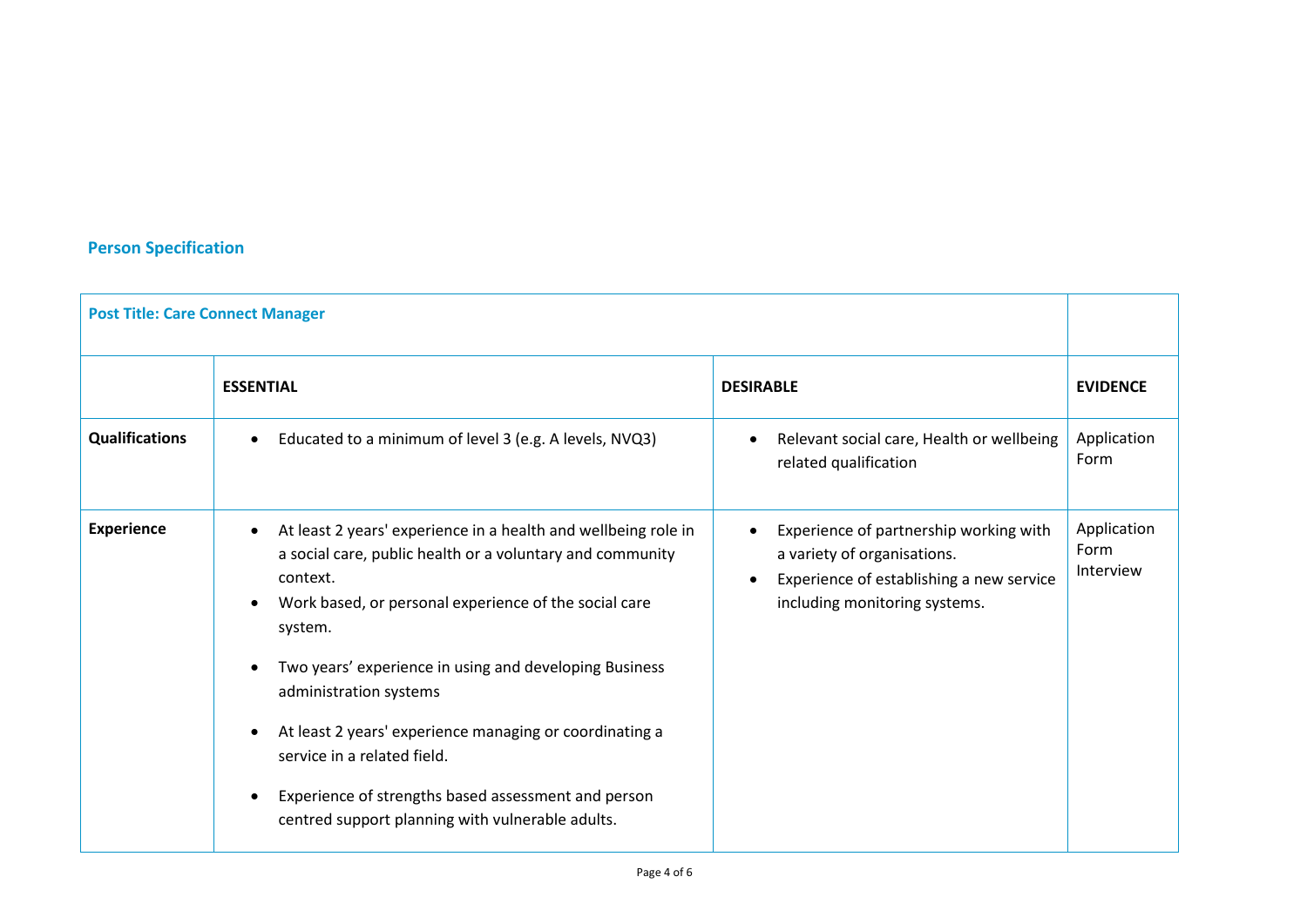## Person Specification

| Post Title: Care Connect Manager | | | |
|---|---|---|---|
| | **ESSENTIAL** | **DESIRABLE** | **EVIDENCE** |
| **Qualifications** | • Educated to a minimum of level 3 (e.g. A levels, NVQ3) | • Relevant social care, Health or wellbeing related qualification | Application Form |
| **Experience** | • At least 2 years' experience in a health and wellbeing role in a social care, public health or a voluntary and community context.<br>• Work based, or personal experience of the social care system.<br>• Two years' experience in using and developing Business administration systems<br>• At least 2 years' experience managing or coordinating a service in a related field.<br>• Experience of strengths based assessment and person centred support planning with vulnerable adults. | • Experience of partnership working with a variety of organisations.<br>• Experience of establishing a new service including monitoring systems. | Application Form Interview |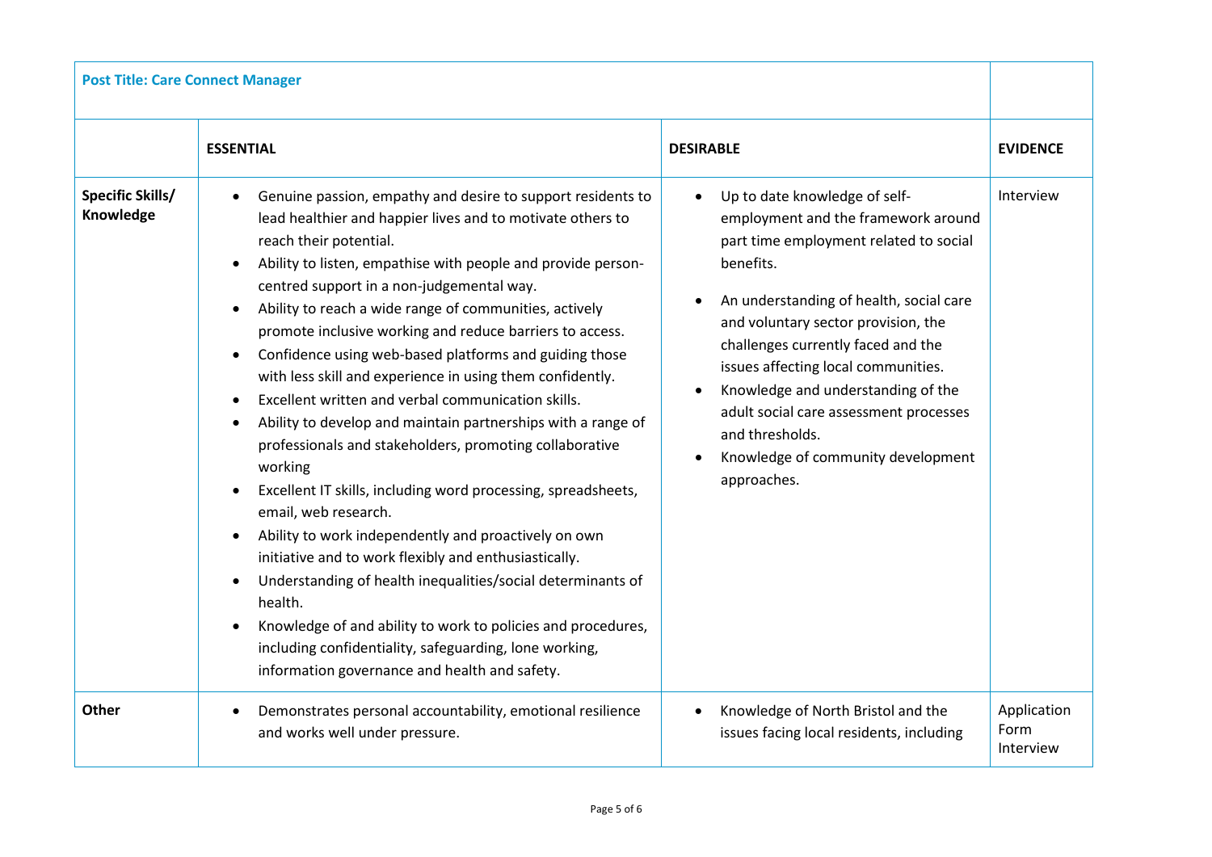**Post Title: Care Connect Manager**

| | ESSENTIAL | DESIRABLE | EVIDENCE |
|---|---|---|---|
| **Specific Skills/ Knowledge** | • Genuine passion, empathy and desire to support residents to lead healthier and happier lives and to motivate others to reach their potential.<br>• Ability to listen, empathise with people and provide person-centred support in a non-judgemental way.<br>• Ability to reach a wide range of communities, actively promote inclusive working and reduce barriers to access.<br>• Confidence using web-based platforms and guiding those with less skill and experience in using them confidently.<br>• Excellent written and verbal communication skills.<br>• Ability to develop and maintain partnerships with a range of professionals and stakeholders, promoting collaborative working<br>• Excellent IT skills, including word processing, spreadsheets, email, web research.<br>• Ability to work independently and proactively on own initiative and to work flexibly and enthusiastically.<br>• Understanding of health inequalities/social determinants of health.<br>• Knowledge of and ability to work to policies and procedures, including confidentiality, safeguarding, lone working, information governance and health and safety. | • Up to date knowledge of self-employment and the framework around part time employment related to social benefits.<br>• An understanding of health, social care and voluntary sector provision, the challenges currently faced and the issues affecting local communities.<br>• Knowledge and understanding of the adult social care assessment processes and thresholds.<br>• Knowledge of community development approaches. | Interview |
| **Other** | • Demonstrates personal accountability, emotional resilience and works well under pressure. | • Knowledge of North Bristol and the issues facing local residents, including | Application Form<br>Interview |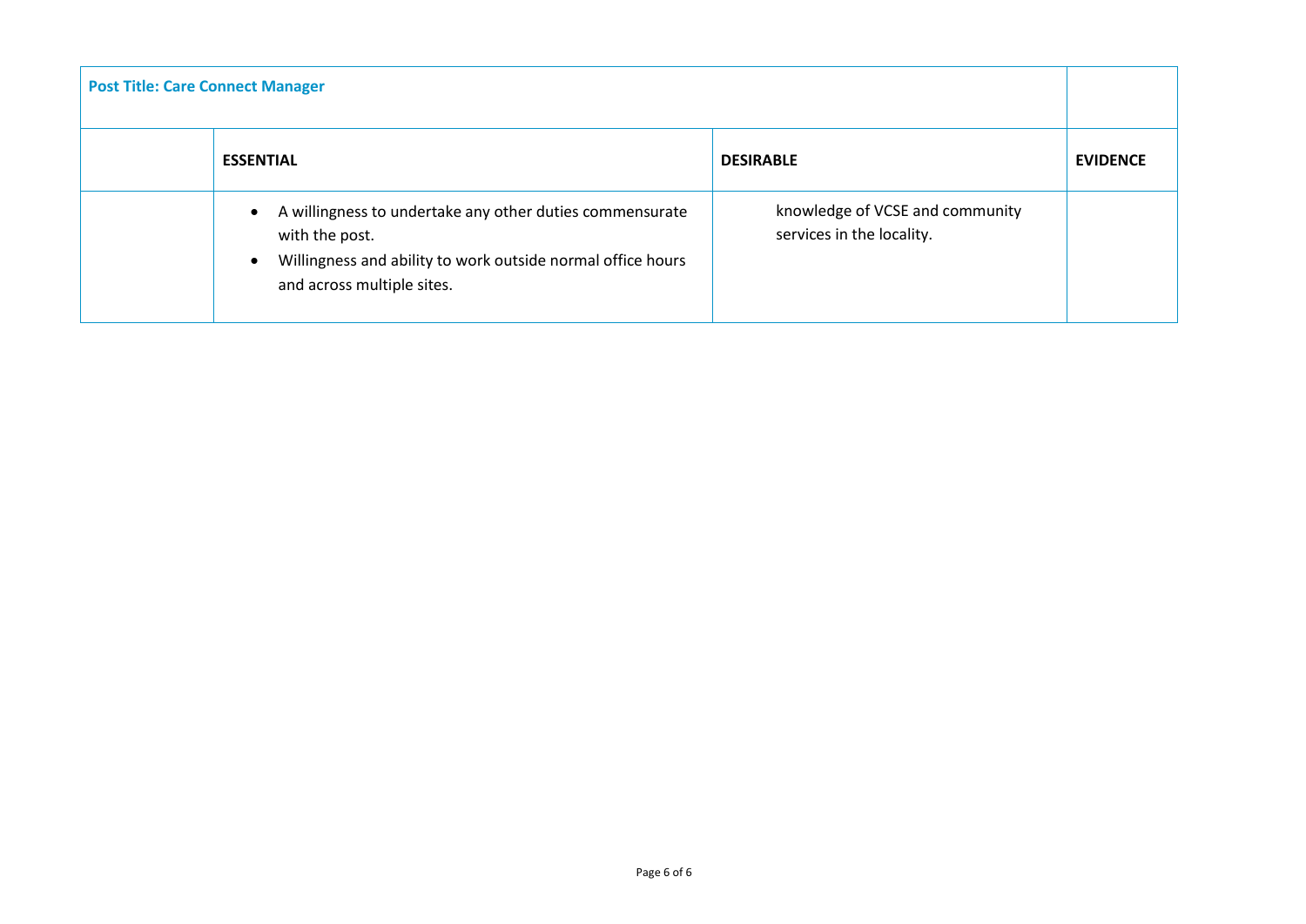| Post Title: Care Connect Manager | | | |
| --- | --- | --- | --- |
| | **ESSENTIAL** | **DESIRABLE** | **EVIDENCE** |
| | • A willingness to undertake any other duties commensurate with the post.<br>• Willingness and ability to work outside normal office hours and across multiple sites. | knowledge of VCSE and community services in the locality. | |